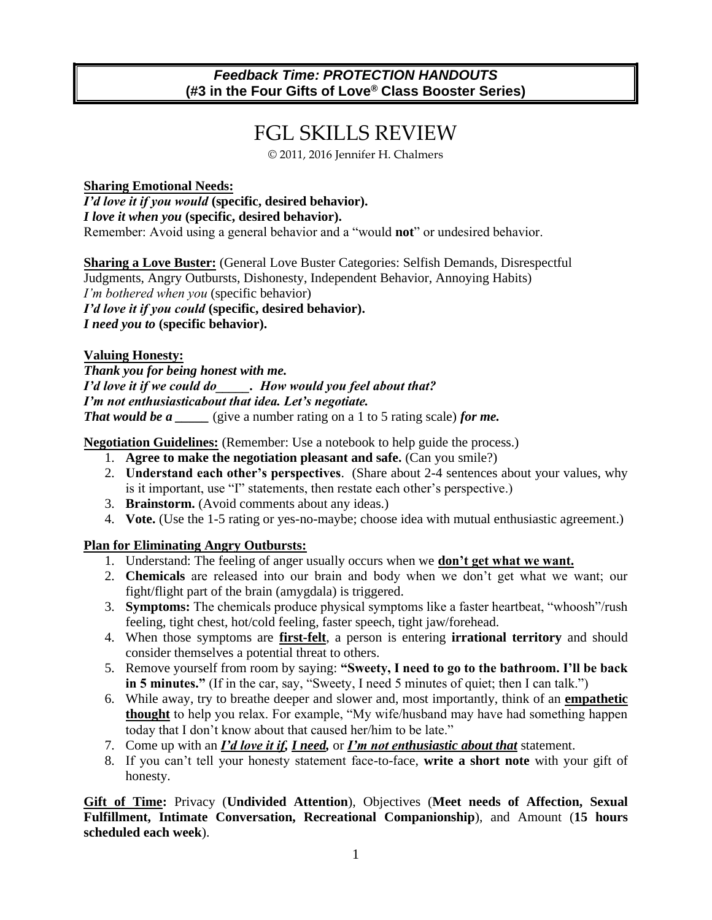**_Feedback Time: PROTECTION HANDOUTS_**
**(#3 in the Four Gifts of Love® Class Booster Series)**

# FGL SKILLS REVIEW

© 2011, 2016 Jennifer H. Chalmers

**Sharing Emotional Needs:**
***I'd love it if you would*** **(specific, desired behavior).**
***I love it when you*** **(specific, desired behavior).**
Remember: Avoid using a general behavior and a "would **not**" or undesired behavior.

**Sharing a Love Buster:** (General Love Buster Categories: Selfish Demands, Disrespectful Judgments, Angry Outbursts, Dishonesty, Independent Behavior, Annoying Habits)
*I'm bothered when you* (specific behavior)
***I'd love it if you could*** **(specific, desired behavior).**
***I need you to*** **(specific behavior).**

**Valuing Honesty:**
***Thank you for being honest with me.***
***I'd love it if we could do_____. How would you feel about that?***
***I'm not enthusiasticabout that idea. Let's negotiate.***
***That would be a _____*** (give a number rating on a 1 to 5 rating scale) ***for me.***

**Negotiation Guidelines:** (Remember: Use a notebook to help guide the process.)

1. **Agree to make the negotiation pleasant and safe.** (Can you smile?)
2. **Understand each other's perspectives**. (Share about 2-4 sentences about your values, why is it important, use "I" statements, then restate each other's perspective.)
3. **Brainstorm.** (Avoid comments about any ideas.)
4. **Vote.** (Use the 1-5 rating or yes-no-maybe; choose idea with mutual enthusiastic agreement.)

**Plan for Eliminating Angry Outbursts:**

1. Understand: The feeling of anger usually occurs when we **don't get what we want.**
2. **Chemicals** are released into our brain and body when we don't get what we want; our fight/flight part of the brain (amygdala) is triggered.
3. **Symptoms:** The chemicals produce physical symptoms like a faster heartbeat, "whoosh"/rush feeling, tight chest, hot/cold feeling, faster speech, tight jaw/forehead.
4. When those symptoms are **first-felt**, a person is entering **irrational territory** and should consider themselves a potential threat to others.
5. Remove yourself from room by saying: **"Sweety, I need to go to the bathroom. I'll be back in 5 minutes."** (If in the car, say, "Sweety, I need 5 minutes of quiet; then I can talk.")
6. While away, try to breathe deeper and slower and, most importantly, think of an **empathetic thought** to help you relax. For example, "My wife/husband may have had something happen today that I don't know about that caused her/him to be late."
7. Come up with an ***I'd love it if, I need,*** or ***I'm not enthusiastic about that*** statement.
8. If you can't tell your honesty statement face-to-face, **write a short note** with your gift of honesty.

**Gift of Time:** Privacy (**Undivided Attention**), Objectives (**Meet needs of Affection, Sexual Fulfillment, Intimate Conversation, Recreational Companionship**), and Amount (**15 hours scheduled each week**).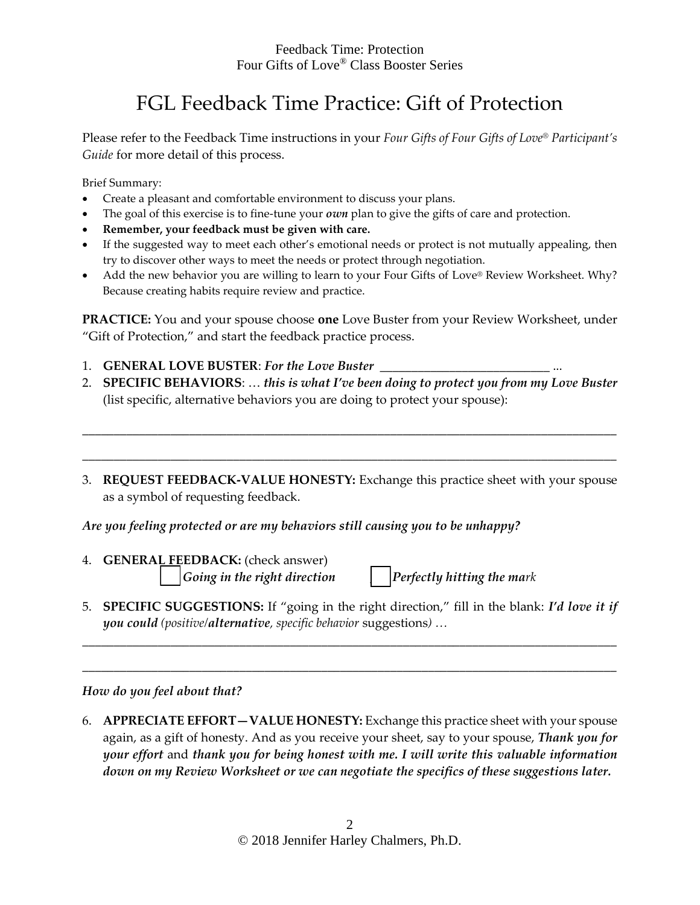# FGL Feedback Time Practice: Gift of Protection

Please refer to the Feedback Time instructions in your *Four Gifts of Four Gifts of Love® Participant's Guide* for more detail of this process.

Brief Summary:

- Create a pleasant and comfortable environment to discuss your plans.
- The goal of this exercise is to fine-tune your ***own*** plan to give the gifts of care and protection.
- **Remember, your feedback must be given with care.**
- If the suggested way to meet each other's emotional needs or protect is not mutually appealing, then try to discover other ways to meet the needs or protect through negotiation.
- Add the new behavior you are willing to learn to your Four Gifts of Love® Review Worksheet. Why? Because creating habits require review and practice.

**PRACTICE:** You and your spouse choose **one** Love Buster from your Review Worksheet, under "Gift of Protection," and start the feedback practice process.

1. **GENERAL LOVE BUSTER**: ***For the Love Buster*** ___________________________ ...
2. **SPECIFIC BEHAVIORS**: … ***this is what I've been doing to protect you from my Love Buster*** (list specific, alternative behaviors you are doing to protect your spouse):

_____________________________________________________________________________________

_____________________________________________________________________________________

3. **REQUEST FEEDBACK-VALUE HONESTY:** Exchange this practice sheet with your spouse as a symbol of requesting feedback.

***Are you feeling protected or are my behaviors still causing you to be unhappy?***

4. **GENERAL FEEDBACK:** (check answer)

   ☐ ***Going in the right direction*** ☐ ***Perfectly hitting the mark***

5. **SPECIFIC SUGGESTIONS:** If "going in the right direction," fill in the blank: ***I'd love it if you could*** *(positive/**alternative**, specific behavior* suggestions*) …*

_____________________________________________________________________________________

_____________________________________________________________________________________

***How do you feel about that?***

6. **APPRECIATE EFFORT—VALUE HONESTY:** Exchange this practice sheet with your spouse again, as a gift of honesty. And as you receive your sheet, say to your spouse, ***Thank you for your effort*** and ***thank you for being honest with me. I will write this valuable information down on my Review Worksheet or we can negotiate the specifics of these suggestions later.***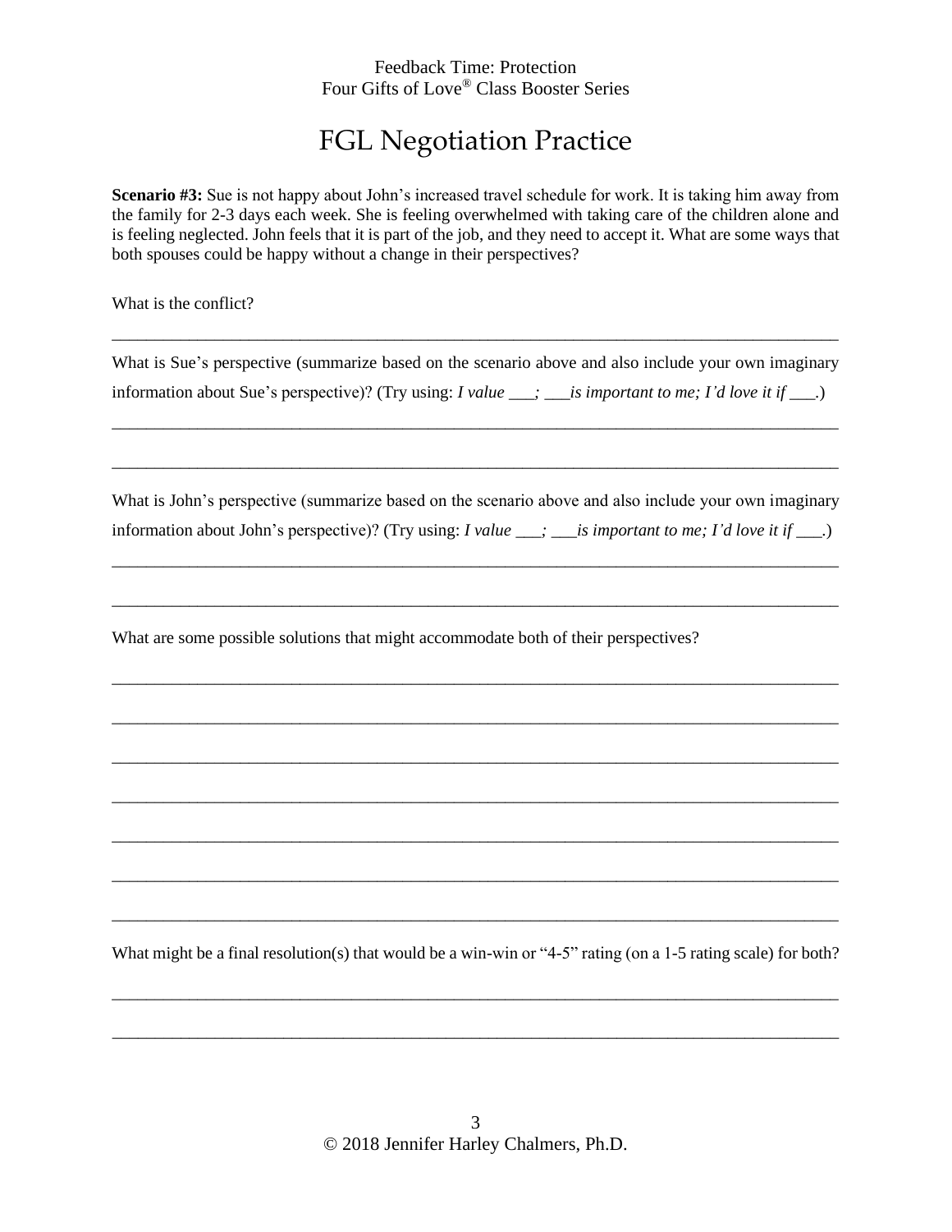# FGL Negotiation Practice

**Scenario #3:** Sue is not happy about John's increased travel schedule for work. It is taking him away from the family for 2-3 days each week. She is feeling overwhelmed with taking care of the children alone and is feeling neglected. John feels that it is part of the job, and they need to accept it. What are some ways that both spouses could be happy without a change in their perspectives?

What is the conflict?

______________________________________________________________________________

What is Sue's perspective (summarize based on the scenario above and also include your own imaginary information about Sue's perspective)? (Try using: *I value ___; ___is important to me; I'd love it if ___.*)

______________________________________________________________________________

______________________________________________________________________________

What is John's perspective (summarize based on the scenario above and also include your own imaginary information about John's perspective)? (Try using: *I value ___; ___is important to me; I'd love it if ___.*)

______________________________________________________________________________

______________________________________________________________________________

What are some possible solutions that might accommodate both of their perspectives?

______________________________________________________________________________

______________________________________________________________________________

______________________________________________________________________________

______________________________________________________________________________

______________________________________________________________________________

______________________________________________________________________________

______________________________________________________________________________

What might be a final resolution(s) that would be a win-win or "4-5" rating (on a 1-5 rating scale) for both?

______________________________________________________________________________

______________________________________________________________________________

© 2018 Jennifer Harley Chalmers, Ph.D.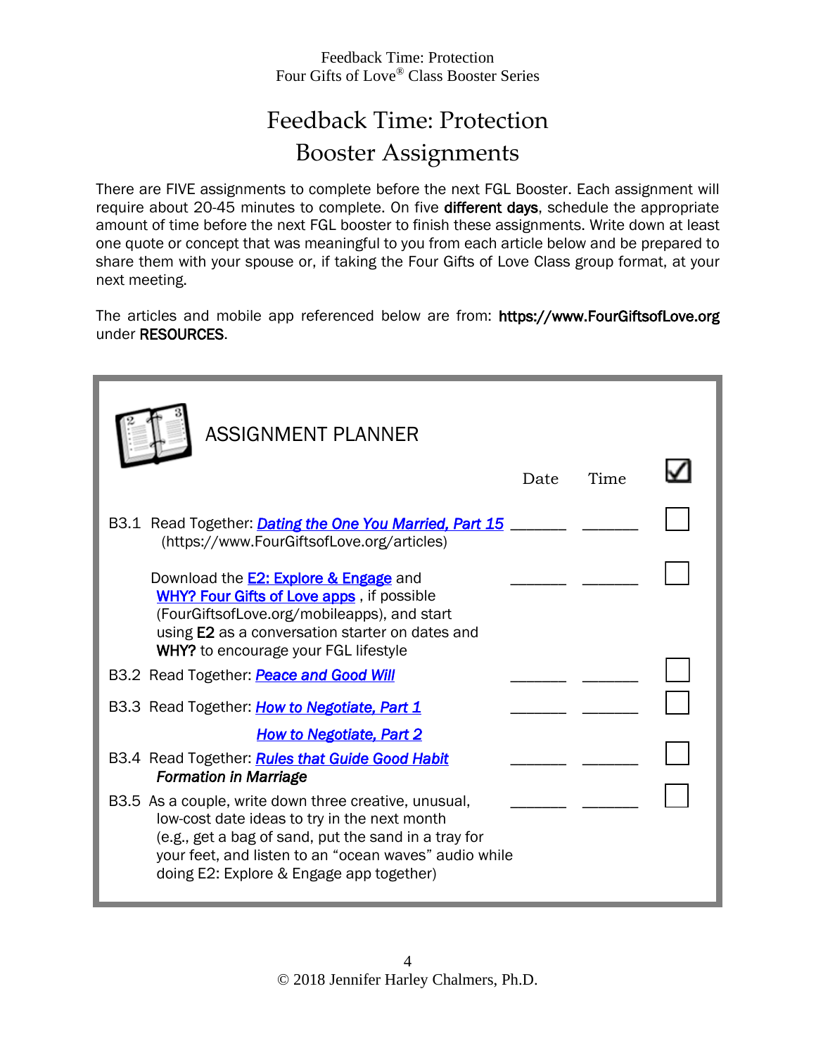# Feedback Time: Protection
## Booster Assignments

There are FIVE assignments to complete before the next FGL Booster. Each assignment will require about 20-45 minutes to complete. On five **different days**, schedule the appropriate amount of time before the next FGL booster to finish these assignments. Write down at least one quote or concept that was meaningful to you from each article below and be prepared to share them with your spouse or, if taking the Four Gifts of Love Class group format, at your next meeting.

The articles and mobile app referenced below are from: **https://www.FourGiftsofLove.org** under **RESOURCES**.

### ASSIGNMENT PLANNER

| | Date | Time | ☑ |
|---|---|---|---|
| B3.1 Read Together: ***Dating the One You Married, Part 15*** (https://www.FourGiftsofLove.org/articles) | _______ | _______ | ☐ |
| Download the **E2: Explore & Engage** and **WHY? Four Gifts of Love apps**, if possible (FourGiftsofLove.org/mobileapps), and start using **E2** as a conversation starter on dates and **WHY?** to encourage your FGL lifestyle | _______ | _______ | ☐ |
| B3.2 Read Together: ***Peace and Good Will*** | _______ | _______ | ☐ |
| B3.3 Read Together: ***How to Negotiate, Part 1*** / ***How to Negotiate, Part 2*** | _______ | _______ | ☐ |
| B3.4 Read Together: ***Rules that Guide Good Habit Formation in Marriage*** | _______ | _______ | ☐ |
| B3.5 As a couple, write down three creative, unusual, low-cost date ideas to try in the next month (e.g., get a bag of sand, put the sand in a tray for your feet, and listen to an "ocean waves" audio while doing E2: Explore & Engage app together) | _______ | _______ | ☐ |

© 2018 Jennifer Harley Chalmers, Ph.D.